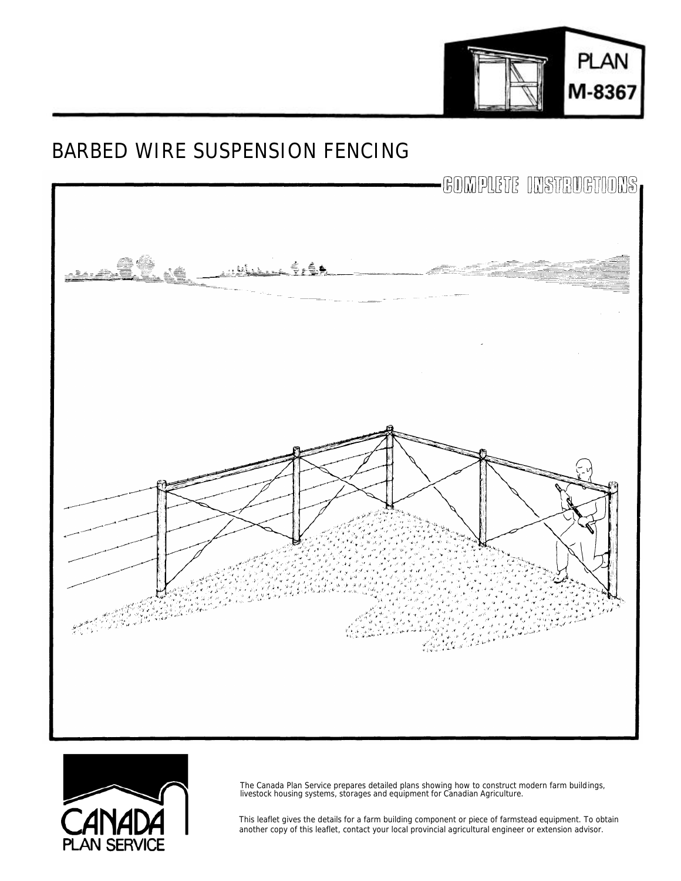PLAN
M-8367

# BARBED WIRE SUSPENSION FENCING

COMPLETE INSTRUCTIONS

CANADA PLAN SERVICE

The Canada Plan Service prepares detailed plans showing how to construct modern farm buildings, livestock housing systems, storages and equipment for Canadian Agriculture.

This leaflet gives the details for a farm building component or piece of farmstead equipment. To obtain another copy of this leaflet, contact your local provincial agricultural engineer or extension advisor.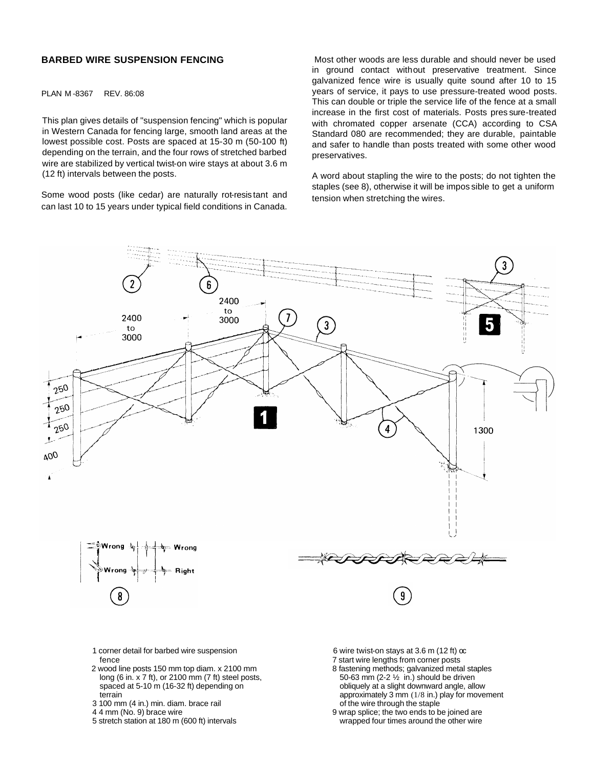## BARBED WIRE SUSPENSION FENCING

PLAN M-8367 REV. 86:08

This plan gives details of "suspension fencing" which is popular in Western Canada for fencing large, smooth land areas at the lowest possible cost. Posts are spaced at 15-30 m (50-100 ft) depending on the terrain, and the four rows of stretched barbed wire are stabilized by vertical twist-on wire stays at about 3.6 m (12 ft) intervals between the posts.

Some wood posts (like cedar) are naturally rot-resistant and can last 10 to 15 years under typical field conditions in Canada. Most other woods are less durable and should never be used in ground contact without preservative treatment. Since galvanized fence wire is usually quite sound after 10 to 15 years of service, it pays to use pressure-treated wood posts. This can double or triple the service life of the fence at a small increase in the first cost of materials. Posts pressure-treated with chromated copper arsenate (CCA) according to CSA Standard 080 are recommended; they are durable, paintable and safer to handle than posts treated with some other wood preservatives.

A word about stapling the wire to the posts; do not tighten the staples (see 8), otherwise it will be impossible to get a uniform tension when stretching the wires.

2
6
3
2400
to
3000
2400
to
3000
7
3
5
250
250
250
400
1
4
1300
Wrong
Wrong
Wrong
Right
8
9

1 corner detail for barbed wire suspension fence
2 wood line posts 150 mm top diam. x 2100 mm long (6 in. x 7 ft), or 2100 mm (7 ft) steel posts, spaced at 5-10 m (16-32 ft) depending on terrain
3 100 mm (4 in.) min. diam. brace rail
4 4 mm (No. 9) brace wire
5 stretch station at 180 m (600 ft) intervals
6 wire twist-on stays at 3.6 m (12 ft) oc
7 start wire lengths from corner posts
8 fastening methods; galvanized metal staples 50-63 mm (2-2 ½ in.) should be driven obliquely at a slight downward angle, allow approximately 3 mm (1/8 in.) play for movement of the wire through the staple
9 wrap splice; the two ends to be joined are wrapped four times around the other wire